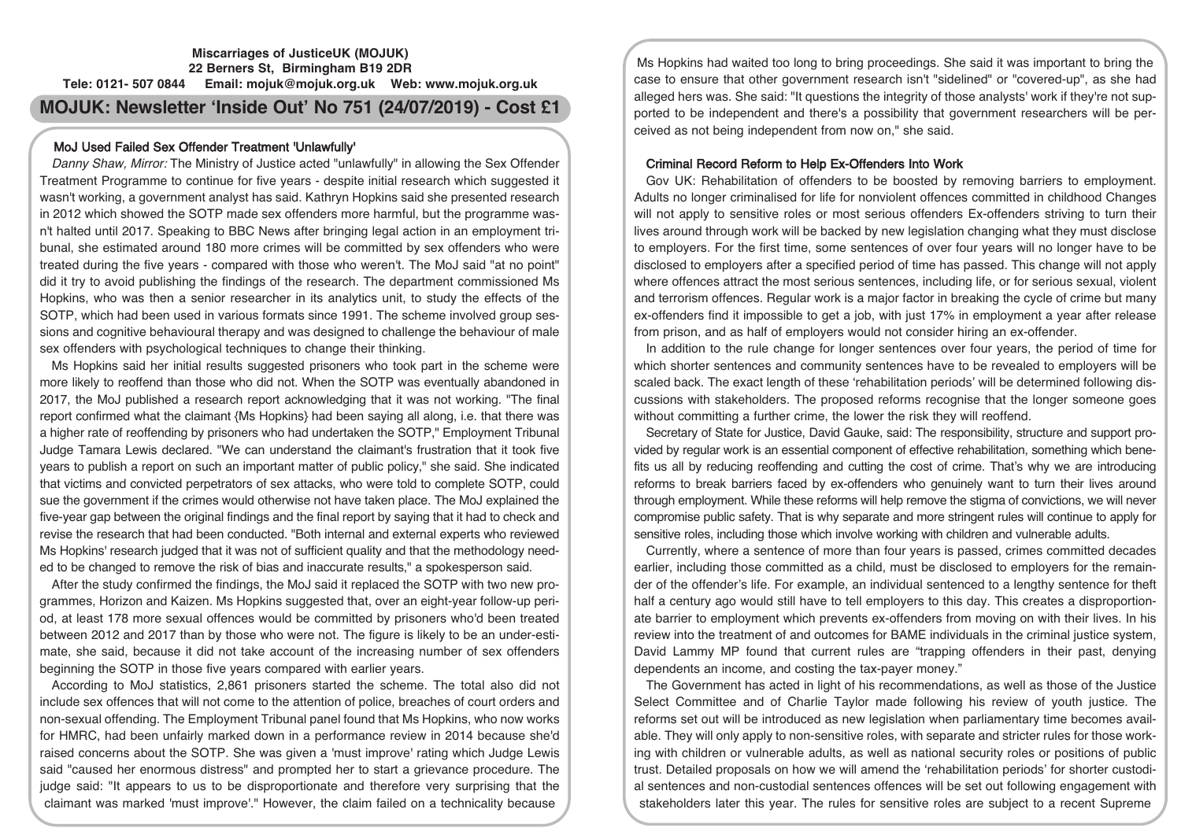**Miscarriages of JusticeUK (MOJUK)**
**22 Berners St, Birmingham B19 2DR**
**Tele: 0121- 507 0844 Email: mojuk@mojuk.org.uk Web: www.mojuk.org.uk**

# MOJUK: Newsletter 'Inside Out' No 751 (24/07/2019) - Cost £1

## MoJ Used Failed Sex Offender Treatment 'Unlawfully'

*Danny Shaw, Mirror:* The Ministry of Justice acted "unlawfully" in allowing the Sex Offender Treatment Programme to continue for five years - despite initial research which suggested it wasn't working, a government analyst has said. Kathryn Hopkins said she presented research in 2012 which showed the SOTP made sex offenders more harmful, but the programme wasn't halted until 2017. Speaking to BBC News after bringing legal action in an employment tribunal, she estimated around 180 more crimes will be committed by sex offenders who were treated during the five years - compared with those who weren't. The MoJ said "at no point" did it try to avoid publishing the findings of the research. The department commissioned Ms Hopkins, who was then a senior researcher in its analytics unit, to study the effects of the SOTP, which had been used in various formats since 1991. The scheme involved group sessions and cognitive behavioural therapy and was designed to challenge the behaviour of male sex offenders with psychological techniques to change their thinking.

Ms Hopkins said her initial results suggested prisoners who took part in the scheme were more likely to reoffend than those who did not. When the SOTP was eventually abandoned in 2017, the MoJ published a research report acknowledging that it was not working. "The final report confirmed what the claimant {Ms Hopkins} had been saying all along, i.e. that there was a higher rate of reoffending by prisoners who had undertaken the SOTP," Employment Tribunal Judge Tamara Lewis declared. "We can understand the claimant's frustration that it took five years to publish a report on such an important matter of public policy," she said. She indicated that victims and convicted perpetrators of sex attacks, who were told to complete SOTP, could sue the government if the crimes would otherwise not have taken place. The MoJ explained the five-year gap between the original findings and the final report by saying that it had to check and revise the research that had been conducted. "Both internal and external experts who reviewed Ms Hopkins' research judged that it was not of sufficient quality and that the methodology needed to be changed to remove the risk of bias and inaccurate results," a spokesperson said.

After the study confirmed the findings, the MoJ said it replaced the SOTP with two new programmes, Horizon and Kaizen. Ms Hopkins suggested that, over an eight-year follow-up period, at least 178 more sexual offences would be committed by prisoners who'd been treated between 2012 and 2017 than by those who were not. The figure is likely to be an under-estimate, she said, because it did not take account of the increasing number of sex offenders beginning the SOTP in those five years compared with earlier years.

According to MoJ statistics, 2,861 prisoners started the scheme. The total also did not include sex offences that will not come to the attention of police, breaches of court orders and non-sexual offending. The Employment Tribunal panel found that Ms Hopkins, who now works for HMRC, had been unfairly marked down in a performance review in 2014 because she'd raised concerns about the SOTP. She was given a 'must improve' rating which Judge Lewis said "caused her enormous distress" and prompted her to start a grievance procedure. The judge said: "It appears to us to be disproportionate and therefore very surprising that the claimant was marked 'must improve'." However, the claim failed on a technicality because Ms Hopkins had waited too long to bring proceedings. She said it was important to bring the case to ensure that other government research isn't "sidelined" or "covered-up", as she had alleged hers was. She said: "It questions the integrity of those analysts' work if they're not supported to be independent and there's a possibility that government researchers will be perceived as not being independent from now on," she said.

## Criminal Record Reform to Help Ex-Offenders Into Work

Gov UK: Rehabilitation of offenders to be boosted by removing barriers to employment. Adults no longer criminalised for life for nonviolent offences committed in childhood Changes will not apply to sensitive roles or most serious offenders Ex-offenders striving to turn their lives around through work will be backed by new legislation changing what they must disclose to employers. For the first time, some sentences of over four years will no longer have to be disclosed to employers after a specified period of time has passed. This change will not apply where offences attract the most serious sentences, including life, or for serious sexual, violent and terrorism offences. Regular work is a major factor in breaking the cycle of crime but many ex-offenders find it impossible to get a job, with just 17% in employment a year after release from prison, and as half of employers would not consider hiring an ex-offender.

In addition to the rule change for longer sentences over four years, the period of time for which shorter sentences and community sentences have to be revealed to employers will be scaled back. The exact length of these 'rehabilitation periods' will be determined following discussions with stakeholders. The proposed reforms recognise that the longer someone goes without committing a further crime, the lower the risk they will reoffend.

Secretary of State for Justice, David Gauke, said: The responsibility, structure and support provided by regular work is an essential component of effective rehabilitation, something which benefits us all by reducing reoffending and cutting the cost of crime. That's why we are introducing reforms to break barriers faced by ex-offenders who genuinely want to turn their lives around through employment. While these reforms will help remove the stigma of convictions, we will never compromise public safety. That is why separate and more stringent rules will continue to apply for sensitive roles, including those which involve working with children and vulnerable adults.

Currently, where a sentence of more than four years is passed, crimes committed decades earlier, including those committed as a child, must be disclosed to employers for the remainder of the offender's life. For example, an individual sentenced to a lengthy sentence for theft half a century ago would still have to tell employers to this day. This creates a disproportionate barrier to employment which prevents ex-offenders from moving on with their lives. In his review into the treatment of and outcomes for BAME individuals in the criminal justice system, David Lammy MP found that current rules are "trapping offenders in their past, denying dependents an income, and costing the tax-payer money."

The Government has acted in light of his recommendations, as well as those of the Justice Select Committee and of Charlie Taylor made following his review of youth justice. The reforms set out will be introduced as new legislation when parliamentary time becomes available. They will only apply to non-sensitive roles, with separate and stricter rules for those working with children or vulnerable adults, as well as national security roles or positions of public trust. Detailed proposals on how we will amend the 'rehabilitation periods' for shorter custodial sentences and non-custodial sentences offences will be set out following engagement with stakeholders later this year. The rules for sensitive roles are subject to a recent Supreme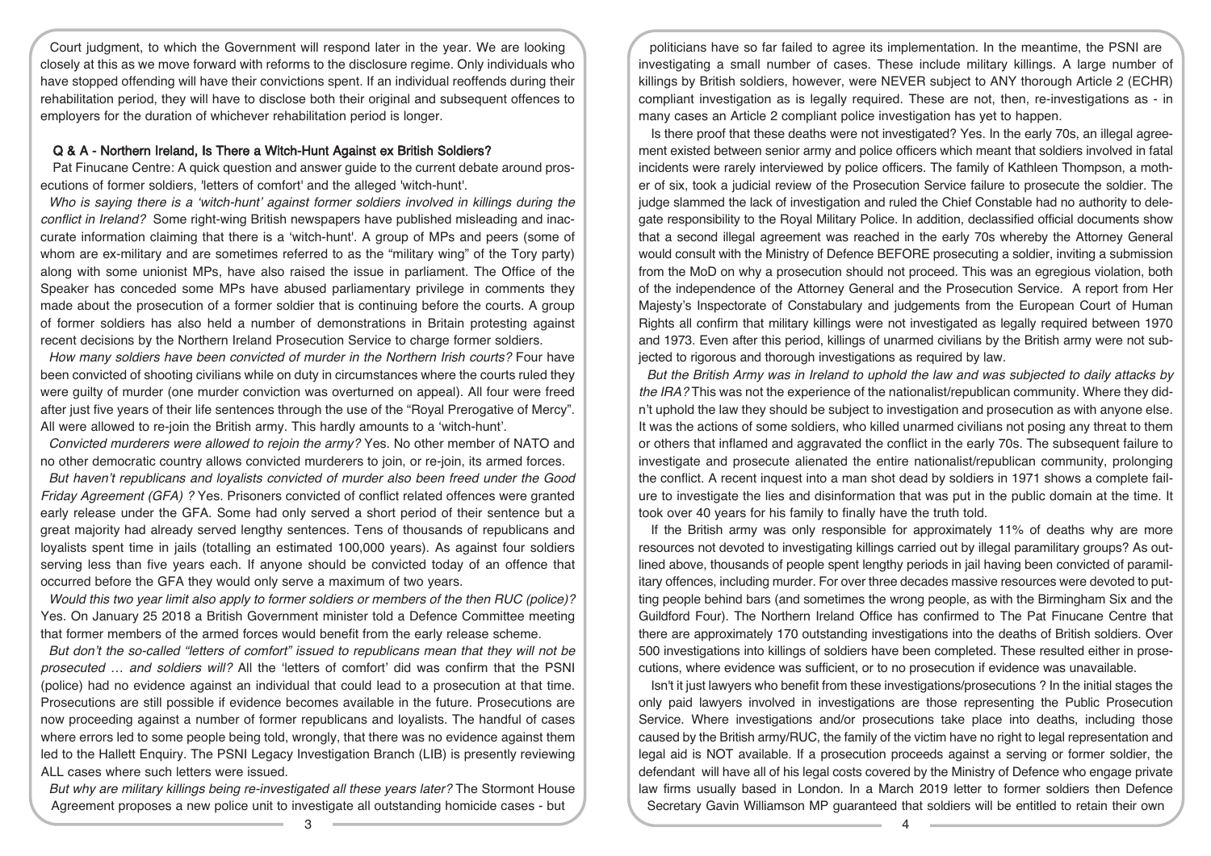Court judgment, to which the Government will respond later in the year. We are looking closely at this as we move forward with reforms to the disclosure regime. Only individuals who have stopped offending will have their convictions spent. If an individual reoffends during their rehabilitation period, they will have to disclose both their original and subsequent offences to employers for the duration of whichever rehabilitation period is longer.

### Q & A - Northern Ireland, Is There a Witch-Hunt Against ex British Soldiers?

Pat Finucane Centre: A quick question and answer guide to the current debate around prosecutions of former soldiers, 'letters of comfort' and the alleged 'witch-hunt'.

*Who is saying there is a 'witch-hunt' against former soldiers involved in killings during the conflict in Ireland?* Some right-wing British newspapers have published misleading and inaccurate information claiming that there is a 'witch-hunt'. A group of MPs and peers (some of whom are ex-military and are sometimes referred to as the "military wing" of the Tory party) along with some unionist MPs, have also raised the issue in parliament. The Office of the Speaker has conceded some MPs have abused parliamentary privilege in comments they made about the prosecution of a former soldier that is continuing before the courts. A group of former soldiers has also held a number of demonstrations in Britain protesting against recent decisions by the Northern Ireland Prosecution Service to charge former soldiers.

*How many soldiers have been convicted of murder in the Northern Irish courts?* Four have been convicted of shooting civilians while on duty in circumstances where the courts ruled they were guilty of murder (one murder conviction was overturned on appeal). All four were freed after just five years of their life sentences through the use of the "Royal Prerogative of Mercy". All were allowed to re-join the British army. This hardly amounts to a 'witch-hunt'.

*Convicted murderers were allowed to rejoin the army?* Yes. No other member of NATO and no other democratic country allows convicted murderers to join, or re-join, its armed forces.

*But haven't republicans and loyalists convicted of murder also been freed under the Good Friday Agreement (GFA) ?* Yes. Prisoners convicted of conflict related offences were granted early release under the GFA. Some had only served a short period of their sentence but a great majority had already served lengthy sentences. Tens of thousands of republicans and loyalists spent time in jails (totalling an estimated 100,000 years). As against four soldiers serving less than five years each. If anyone should be convicted today of an offence that occurred before the GFA they would only serve a maximum of two years.

*Would this two year limit also apply to former soldiers or members of the then RUC (police)?* Yes. On January 25 2018 a British Government minister told a Defence Committee meeting that former members of the armed forces would benefit from the early release scheme.

*But don't the so-called "letters of comfort" issued to republicans mean that they will not be prosecuted … and soldiers will?* All the 'letters of comfort' did was confirm that the PSNI (police) had no evidence against an individual that could lead to a prosecution at that time. Prosecutions are still possible if evidence becomes available in the future. Prosecutions are now proceeding against a number of former republicans and loyalists. The handful of cases where errors led to some people being told, wrongly, that there was no evidence against them led to the Hallett Enquiry. The PSNI Legacy Investigation Branch (LIB) is presently reviewing ALL cases where such letters were issued.

*But why are military killings being re-investigated all these years later?* The Stormont House Agreement proposes a new police unit to investigate all outstanding homicide cases - but politicians have so far failed to agree its implementation. In the meantime, the PSNI are investigating a small number of cases. These include military killings. A large number of killings by British soldiers, however, were NEVER subject to ANY thorough Article 2 (ECHR) compliant investigation as is legally required. These are not, then, re-investigations as - in many cases an Article 2 compliant police investigation has yet to happen.

Is there proof that these deaths were not investigated? Yes. In the early 70s, an illegal agreement existed between senior army and police officers which meant that soldiers involved in fatal incidents were rarely interviewed by police officers. The family of Kathleen Thompson, a mother of six, took a judicial review of the Prosecution Service failure to prosecute the soldier. The judge slammed the lack of investigation and ruled the Chief Constable had no authority to delegate responsibility to the Royal Military Police. In addition, declassified official documents show that a second illegal agreement was reached in the early 70s whereby the Attorney General would consult with the Ministry of Defence BEFORE prosecuting a soldier, inviting a submission from the MoD on why a prosecution should not proceed. This was an egregious violation, both of the independence of the Attorney General and the Prosecution Service. A report from Her Majesty's Inspectorate of Constabulary and judgements from the European Court of Human Rights all confirm that military killings were not investigated as legally required between 1970 and 1973. Even after this period, killings of unarmed civilians by the British army were not subjected to rigorous and thorough investigations as required by law.

*But the British Army was in Ireland to uphold the law and was subjected to daily attacks by the IRA?* This was not the experience of the nationalist/republican community. Where they didn't uphold the law they should be subject to investigation and prosecution as with anyone else. It was the actions of some soldiers, who killed unarmed civilians not posing any threat to them or others that inflamed and aggravated the conflict in the early 70s. The subsequent failure to investigate and prosecute alienated the entire nationalist/republican community, prolonging the conflict. A recent inquest into a man shot dead by soldiers in 1971 shows a complete failure to investigate the lies and disinformation that was put in the public domain at the time. It took over 40 years for his family to finally have the truth told.

If the British army was only responsible for approximately 11% of deaths why are more resources not devoted to investigating killings carried out by illegal paramilitary groups? As outlined above, thousands of people spent lengthy periods in jail having been convicted of paramilitary offences, including murder. For over three decades massive resources were devoted to putting people behind bars (and sometimes the wrong people, as with the Birmingham Six and the Guildford Four). The Northern Ireland Office has confirmed to The Pat Finucane Centre that there are approximately 170 outstanding investigations into the deaths of British soldiers. Over 500 investigations into killings of soldiers have been completed. These resulted either in prosecutions, where evidence was sufficient, or to no prosecution if evidence was unavailable.

Isn't it just lawyers who benefit from these investigations/prosecutions ? In the initial stages the only paid lawyers involved in investigations are those representing the Public Prosecution Service. Where investigations and/or prosecutions take place into deaths, including those caused by the British army/RUC, the family of the victim have no right to legal representation and legal aid is NOT available. If a prosecution proceeds against a serving or former soldier, the defendant will have all of his legal costs covered by the Ministry of Defence who engage private law firms usually based in London. In a March 2019 letter to former soldiers then Defence Secretary Gavin Williamson MP guaranteed that soldiers will be entitled to retain their own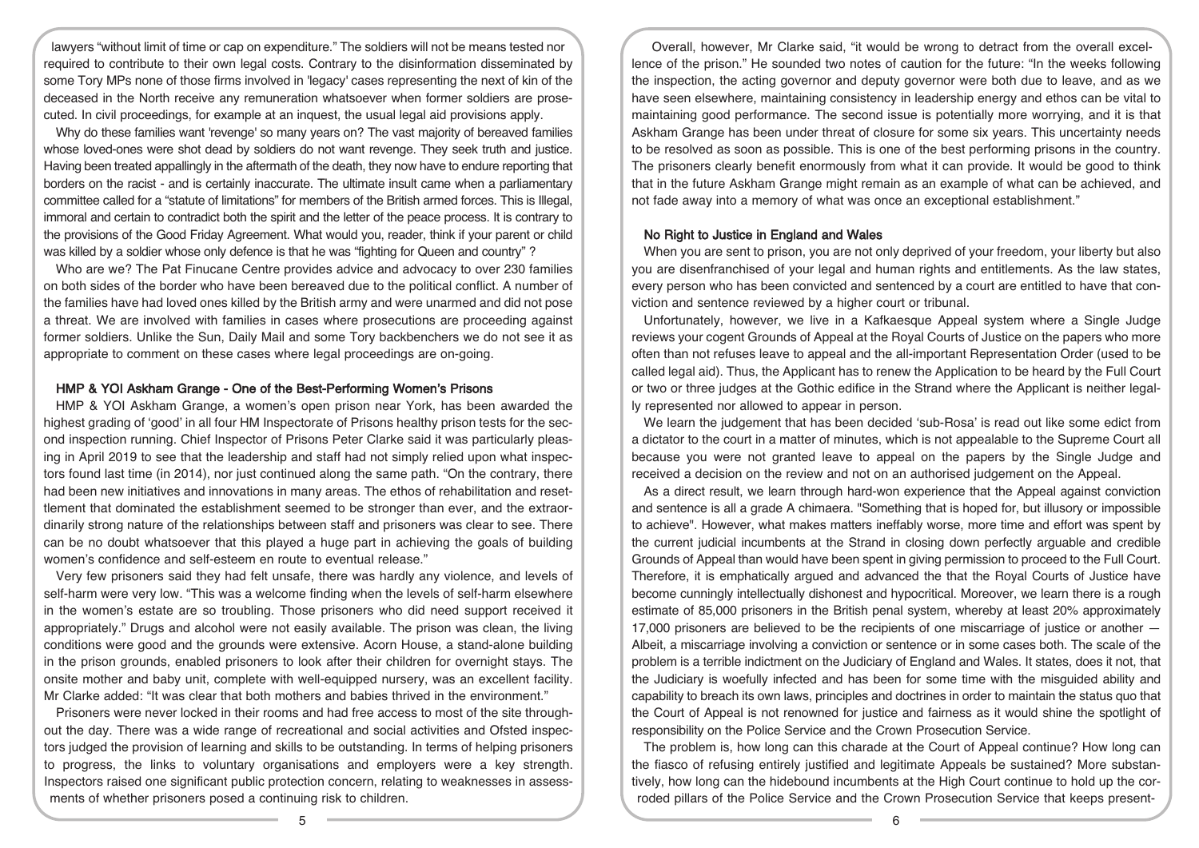lawyers "without limit of time or cap on expenditure." The soldiers will not be means tested nor required to contribute to their own legal costs. Contrary to the disinformation disseminated by some Tory MPs none of those firms involved in 'legacy' cases representing the next of kin of the deceased in the North receive any remuneration whatsoever when former soldiers are prosecuted. In civil proceedings, for example at an inquest, the usual legal aid provisions apply.

Why do these families want 'revenge' so many years on? The vast majority of bereaved families whose loved-ones were shot dead by soldiers do not want revenge. They seek truth and justice. Having been treated appallingly in the aftermath of the death, they now have to endure reporting that borders on the racist - and is certainly inaccurate. The ultimate insult came when a parliamentary committee called for a "statute of limitations" for members of the British armed forces. This is Illegal, immoral and certain to contradict both the spirit and the letter of the peace process. It is contrary to the provisions of the Good Friday Agreement. What would you, reader, think if your parent or child was killed by a soldier whose only defence is that he was "fighting for Queen and country" ?

Who are we? The Pat Finucane Centre provides advice and advocacy to over 230 families on both sides of the border who have been bereaved due to the political conflict. A number of the families have had loved ones killed by the British army and were unarmed and did not pose a threat. We are involved with families in cases where prosecutions are proceeding against former soldiers. Unlike the Sun, Daily Mail and some Tory backbenchers we do not see it as appropriate to comment on these cases where legal proceedings are on-going.

## HMP & YOI Askham Grange - One of the Best-Performing Women's Prisons

HMP & YOI Askham Grange, a women's open prison near York, has been awarded the highest grading of 'good' in all four HM Inspectorate of Prisons healthy prison tests for the second inspection running. Chief Inspector of Prisons Peter Clarke said it was particularly pleasing in April 2019 to see that the leadership and staff had not simply relied upon what inspectors found last time (in 2014), nor just continued along the same path. "On the contrary, there had been new initiatives and innovations in many areas. The ethos of rehabilitation and resettlement that dominated the establishment seemed to be stronger than ever, and the extraordinarily strong nature of the relationships between staff and prisoners was clear to see. There can be no doubt whatsoever that this played a huge part in achieving the goals of building women's confidence and self-esteem en route to eventual release."

Very few prisoners said they had felt unsafe, there was hardly any violence, and levels of self-harm were very low. "This was a welcome finding when the levels of self-harm elsewhere in the women's estate are so troubling. Those prisoners who did need support received it appropriately." Drugs and alcohol were not easily available. The prison was clean, the living conditions were good and the grounds were extensive. Acorn House, a stand-alone building in the prison grounds, enabled prisoners to look after their children for overnight stays. The onsite mother and baby unit, complete with well-equipped nursery, was an excellent facility. Mr Clarke added: "It was clear that both mothers and babies thrived in the environment."

Prisoners were never locked in their rooms and had free access to most of the site throughout the day. There was a wide range of recreational and social activities and Ofsted inspectors judged the provision of learning and skills to be outstanding. In terms of helping prisoners to progress, the links to voluntary organisations and employers were a key strength. Inspectors raised one significant public protection concern, relating to weaknesses in assessments of whether prisoners posed a continuing risk to children.

Overall, however, Mr Clarke said, "it would be wrong to detract from the overall excellence of the prison." He sounded two notes of caution for the future: "In the weeks following the inspection, the acting governor and deputy governor were both due to leave, and as we have seen elsewhere, maintaining consistency in leadership energy and ethos can be vital to maintaining good performance. The second issue is potentially more worrying, and it is that Askham Grange has been under threat of closure for some six years. This uncertainty needs to be resolved as soon as possible. This is one of the best performing prisons in the country. The prisoners clearly benefit enormously from what it can provide. It would be good to think that in the future Askham Grange might remain as an example of what can be achieved, and not fade away into a memory of what was once an exceptional establishment."

## No Right to Justice in England and Wales

When you are sent to prison, you are not only deprived of your freedom, your liberty but also you are disenfranchised of your legal and human rights and entitlements. As the law states, every person who has been convicted and sentenced by a court are entitled to have that conviction and sentence reviewed by a higher court or tribunal.

Unfortunately, however, we live in a Kafkaesque Appeal system where a Single Judge reviews your cogent Grounds of Appeal at the Royal Courts of Justice on the papers who more often than not refuses leave to appeal and the all-important Representation Order (used to be called legal aid). Thus, the Applicant has to renew the Application to be heard by the Full Court or two or three judges at the Gothic edifice in the Strand where the Applicant is neither legally represented nor allowed to appear in person.

We learn the judgement that has been decided 'sub-Rosa' is read out like some edict from a dictator to the court in a matter of minutes, which is not appealable to the Supreme Court all because you were not granted leave to appeal on the papers by the Single Judge and received a decision on the review and not on an authorised judgement on the Appeal.

As a direct result, we learn through hard-won experience that the Appeal against conviction and sentence is all a grade A chimaera. "Something that is hoped for, but illusory or impossible to achieve". However, what makes matters ineffably worse, more time and effort was spent by the current judicial incumbents at the Strand in closing down perfectly arguable and credible Grounds of Appeal than would have been spent in giving permission to proceed to the Full Court. Therefore, it is emphatically argued and advanced the that the Royal Courts of Justice have become cunningly intellectually dishonest and hypocritical. Moreover, we learn there is a rough estimate of 85,000 prisoners in the British penal system, whereby at least 20% approximately 17,000 prisoners are believed to be the recipients of one miscarriage of justice or another — Albeit, a miscarriage involving a conviction or sentence or in some cases both. The scale of the problem is a terrible indictment on the Judiciary of England and Wales. It states, does it not, that the Judiciary is woefully infected and has been for some time with the misguided ability and capability to breach its own laws, principles and doctrines in order to maintain the status quo that the Court of Appeal is not renowned for justice and fairness as it would shine the spotlight of responsibility on the Police Service and the Crown Prosecution Service.

The problem is, how long can this charade at the Court of Appeal continue? How long can the fiasco of refusing entirely justified and legitimate Appeals be sustained? More substantively, how long can the hidebound incumbents at the High Court continue to hold up the corroded pillars of the Police Service and the Crown Prosecution Service that keeps present-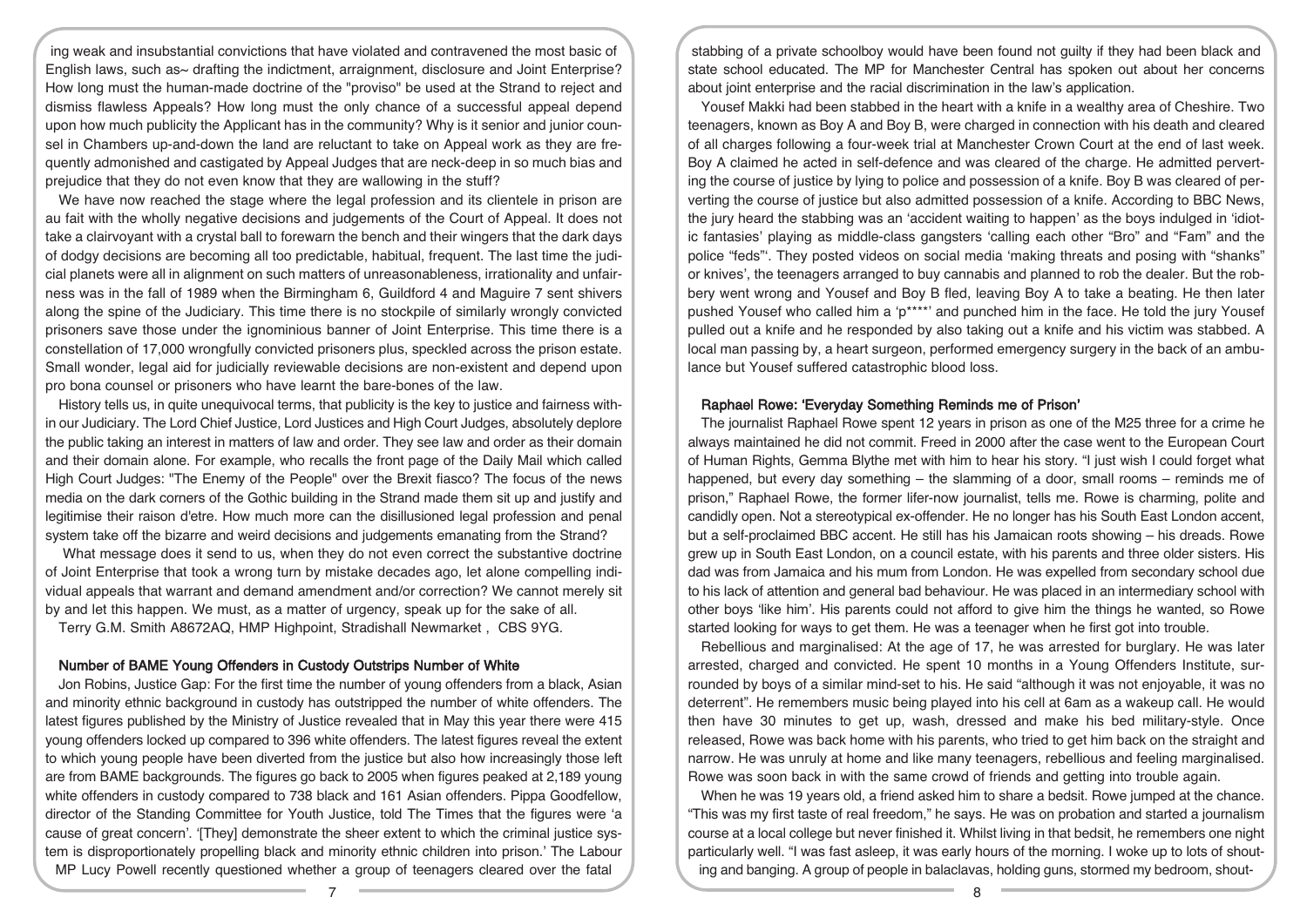ing weak and insubstantial convictions that have violated and contravened the most basic of English laws, such as~ drafting the indictment, arraignment, disclosure and Joint Enterprise? How long must the human-made doctrine of the "proviso" be used at the Strand to reject and dismiss flawless Appeals? How long must the only chance of a successful appeal depend upon how much publicity the Applicant has in the community? Why is it senior and junior counsel in Chambers up-and-down the land are reluctant to take on Appeal work as they are frequently admonished and castigated by Appeal Judges that are neck-deep in so much bias and prejudice that they do not even know that they are wallowing in the stuff?

We have now reached the stage where the legal profession and its clientele in prison are au fait with the wholly negative decisions and judgements of the Court of Appeal. It does not take a clairvoyant with a crystal ball to forewarn the bench and their wingers that the dark days of dodgy decisions are becoming all too predictable, habitual, frequent. The last time the judicial planets were all in alignment on such matters of unreasonableness, irrationality and unfairness was in the fall of 1989 when the Birmingham 6, Guildford 4 and Maguire 7 sent shivers along the spine of the Judiciary. This time there is no stockpile of similarly wrongly convicted prisoners save those under the ignominious banner of Joint Enterprise. This time there is a constellation of 17,000 wrongfully convicted prisoners plus, speckled across the prison estate. Small wonder, legal aid for judicially reviewable decisions are non-existent and depend upon pro bona counsel or prisoners who have learnt the bare-bones of the law.

History tells us, in quite unequivocal terms, that publicity is the key to justice and fairness within our Judiciary. The Lord Chief Justice, Lord Justices and High Court Judges, absolutely deplore the public taking an interest in matters of law and order. They see law and order as their domain and their domain alone. For example, who recalls the front page of the Daily Mail which called High Court Judges: "The Enemy of the People" over the Brexit fiasco? The focus of the news media on the dark corners of the Gothic building in the Strand made them sit up and justify and legitimise their raison d'etre. How much more can the disillusioned legal profession and penal system take off the bizarre and weird decisions and judgements emanating from the Strand?

What message does it send to us, when they do not even correct the substantive doctrine of Joint Enterprise that took a wrong turn by mistake decades ago, let alone compelling individual appeals that warrant and demand amendment and/or correction? We cannot merely sit by and let this happen. We must, as a matter of urgency, speak up for the sake of all.

Terry G.M. Smith A8672AQ, HMP Highpoint, Stradishall Newmarket , CBS 9YG.

## Number of BAME Young Offenders in Custody Outstrips Number of White

Jon Robins, Justice Gap: For the first time the number of young offenders from a black, Asian and minority ethnic background in custody has outstripped the number of white offenders. The latest figures published by the Ministry of Justice revealed that in May this year there were 415 young offenders locked up compared to 396 white offenders. The latest figures reveal the extent to which young people have been diverted from the justice but also how increasingly those left are from BAME backgrounds. The figures go back to 2005 when figures peaked at 2,189 young white offenders in custody compared to 738 black and 161 Asian offenders. Pippa Goodfellow, director of the Standing Committee for Youth Justice, told The Times that the figures were 'a cause of great concern'. '[They] demonstrate the sheer extent to which the criminal justice system is disproportionately propelling black and minority ethnic children into prison.' The Labour MP Lucy Powell recently questioned whether a group of teenagers cleared over the fatal stabbing of a private schoolboy would have been found not guilty if they had been black and state school educated. The MP for Manchester Central has spoken out about her concerns about joint enterprise and the racial discrimination in the law's application.

Yousef Makki had been stabbed in the heart with a knife in a wealthy area of Cheshire. Two teenagers, known as Boy A and Boy B, were charged in connection with his death and cleared of all charges following a four-week trial at Manchester Crown Court at the end of last week. Boy A claimed he acted in self-defence and was cleared of the charge. He admitted perverting the course of justice by lying to police and possession of a knife. Boy B was cleared of perverting the course of justice but also admitted possession of a knife. According to BBC News, the jury heard the stabbing was an 'accident waiting to happen' as the boys indulged in 'idiotic fantasies' playing as middle-class gangsters 'calling each other "Bro" and "Fam" and the police "feds"'. They posted videos on social media 'making threats and posing with "shanks" or knives', the teenagers arranged to buy cannabis and planned to rob the dealer. But the robbery went wrong and Yousef and Boy B fled, leaving Boy A to take a beating. He then later pushed Yousef who called him a 'p****' and punched him in the face. He told the jury Yousef pulled out a knife and he responded by also taking out a knife and his victim was stabbed. A local man passing by, a heart surgeon, performed emergency surgery in the back of an ambulance but Yousef suffered catastrophic blood loss.

## Raphael Rowe: 'Everyday Something Reminds me of Prison'

The journalist Raphael Rowe spent 12 years in prison as one of the M25 three for a crime he always maintained he did not commit. Freed in 2000 after the case went to the European Court of Human Rights, Gemma Blythe met with him to hear his story. "I just wish I could forget what happened, but every day something – the slamming of a door, small rooms – reminds me of prison," Raphael Rowe, the former lifer-now journalist, tells me. Rowe is charming, polite and candidly open. Not a stereotypical ex-offender. He no longer has his South East London accent, but a self-proclaimed BBC accent. He still has his Jamaican roots showing – his dreads. Rowe grew up in South East London, on a council estate, with his parents and three older sisters. His dad was from Jamaica and his mum from London. He was expelled from secondary school due to his lack of attention and general bad behaviour. He was placed in an intermediary school with other boys 'like him'. His parents could not afford to give him the things he wanted, so Rowe started looking for ways to get them. He was a teenager when he first got into trouble.

Rebellious and marginalised: At the age of 17, he was arrested for burglary. He was later arrested, charged and convicted. He spent 10 months in a Young Offenders Institute, surrounded by boys of a similar mind-set to his. He said "although it was not enjoyable, it was no deterrent". He remembers music being played into his cell at 6am as a wakeup call. He would then have 30 minutes to get up, wash, dressed and make his bed military-style. Once released, Rowe was back home with his parents, who tried to get him back on the straight and narrow. He was unruly at home and like many teenagers, rebellious and feeling marginalised. Rowe was soon back in with the same crowd of friends and getting into trouble again.

When he was 19 years old, a friend asked him to share a bedsit. Rowe jumped at the chance. "This was my first taste of real freedom," he says. He was on probation and started a journalism course at a local college but never finished it. Whilst living in that bedsit, he remembers one night particularly well. "I was fast asleep, it was early hours of the morning. I woke up to lots of shouting and banging. A group of people in balaclavas, holding guns, stormed my bedroom, shout-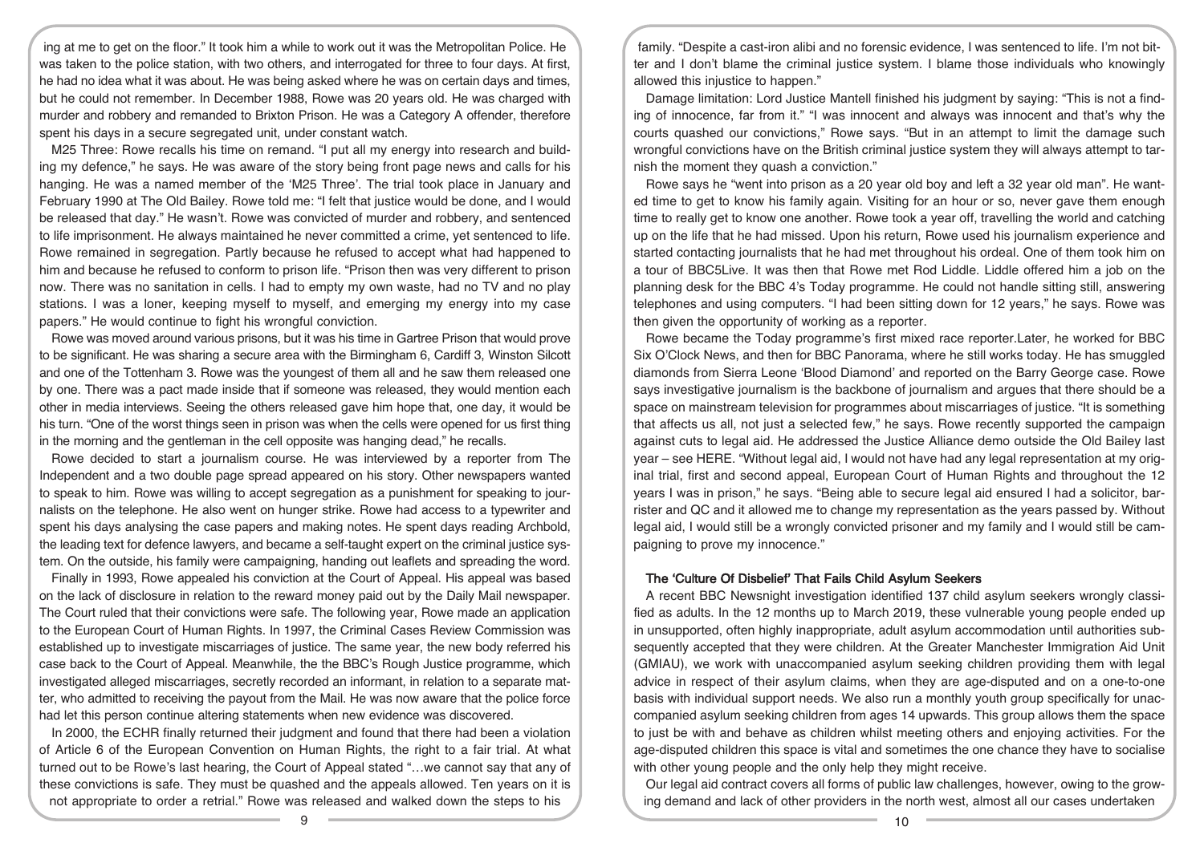ing at me to get on the floor." It took him a while to work out it was the Metropolitan Police. He was taken to the police station, with two others, and interrogated for three to four days. At first, he had no idea what it was about. He was being asked where he was on certain days and times, but he could not remember. In December 1988, Rowe was 20 years old. He was charged with murder and robbery and remanded to Brixton Prison. He was a Category A offender, therefore spent his days in a secure segregated unit, under constant watch.

M25 Three: Rowe recalls his time on remand. "I put all my energy into research and building my defence," he says. He was aware of the story being front page news and calls for his hanging. He was a named member of the 'M25 Three'. The trial took place in January and February 1990 at The Old Bailey. Rowe told me: "I felt that justice would be done, and I would be released that day." He wasn't. Rowe was convicted of murder and robbery, and sentenced to life imprisonment. He always maintained he never committed a crime, yet sentenced to life. Rowe remained in segregation. Partly because he refused to accept what had happened to him and because he refused to conform to prison life. "Prison then was very different to prison now. There was no sanitation in cells. I had to empty my own waste, had no TV and no play stations. I was a loner, keeping myself to myself, and emerging my energy into my case papers." He would continue to fight his wrongful conviction.

Rowe was moved around various prisons, but it was his time in Gartree Prison that would prove to be significant. He was sharing a secure area with the Birmingham 6, Cardiff 3, Winston Silcott and one of the Tottenham 3. Rowe was the youngest of them all and he saw them released one by one. There was a pact made inside that if someone was released, they would mention each other in media interviews. Seeing the others released gave him hope that, one day, it would be his turn. "One of the worst things seen in prison was when the cells were opened for us first thing in the morning and the gentleman in the cell opposite was hanging dead," he recalls.

Rowe decided to start a journalism course. He was interviewed by a reporter from The Independent and a two double page spread appeared on his story. Other newspapers wanted to speak to him. Rowe was willing to accept segregation as a punishment for speaking to journalists on the telephone. He also went on hunger strike. Rowe had access to a typewriter and spent his days analysing the case papers and making notes. He spent days reading Archbold, the leading text for defence lawyers, and became a self-taught expert on the criminal justice system. On the outside, his family were campaigning, handing out leaflets and spreading the word.

Finally in 1993, Rowe appealed his conviction at the Court of Appeal. His appeal was based on the lack of disclosure in relation to the reward money paid out by the Daily Mail newspaper. The Court ruled that their convictions were safe. The following year, Rowe made an application to the European Court of Human Rights. In 1997, the Criminal Cases Review Commission was established up to investigate miscarriages of justice. The same year, the new body referred his case back to the Court of Appeal. Meanwhile, the the BBC's Rough Justice programme, which investigated alleged miscarriages, secretly recorded an informant, in relation to a separate matter, who admitted to receiving the payout from the Mail. He was now aware that the police force had let this person continue altering statements when new evidence was discovered.

In 2000, the ECHR finally returned their judgment and found that there had been a violation of Article 6 of the European Convention on Human Rights, the right to a fair trial. At what turned out to be Rowe's last hearing, the Court of Appeal stated "…we cannot say that any of these convictions is safe. They must be quashed and the appeals allowed. Ten years on it is not appropriate to order a retrial." Rowe was released and walked down the steps to his family. "Despite a cast-iron alibi and no forensic evidence, I was sentenced to life. I'm not bitter and I don't blame the criminal justice system. I blame those individuals who knowingly allowed this injustice to happen."

Damage limitation: Lord Justice Mantell finished his judgment by saying: "This is not a finding of innocence, far from it." "I was innocent and always was innocent and that's why the courts quashed our convictions," Rowe says. "But in an attempt to limit the damage such wrongful convictions have on the British criminal justice system they will always attempt to tarnish the moment they quash a conviction."

Rowe says he "went into prison as a 20 year old boy and left a 32 year old man". He wanted time to get to know his family again. Visiting for an hour or so, never gave them enough time to really get to know one another. Rowe took a year off, travelling the world and catching up on the life that he had missed. Upon his return, Rowe used his journalism experience and started contacting journalists that he had met throughout his ordeal. One of them took him on a tour of BBC5Live. It was then that Rowe met Rod Liddle. Liddle offered him a job on the planning desk for the BBC 4's Today programme. He could not handle sitting still, answering telephones and using computers. "I had been sitting down for 12 years," he says. Rowe was then given the opportunity of working as a reporter.

Rowe became the Today programme's first mixed race reporter.Later, he worked for BBC Six O'Clock News, and then for BBC Panorama, where he still works today. He has smuggled diamonds from Sierra Leone 'Blood Diamond' and reported on the Barry George case. Rowe says investigative journalism is the backbone of journalism and argues that there should be a space on mainstream television for programmes about miscarriages of justice. "It is something that affects us all, not just a selected few," he says. Rowe recently supported the campaign against cuts to legal aid. He addressed the Justice Alliance demo outside the Old Bailey last year – see HERE. "Without legal aid, I would not have had any legal representation at my original trial, first and second appeal, European Court of Human Rights and throughout the 12 years I was in prison," he says. "Being able to secure legal aid ensured I had a solicitor, barrister and QC and it allowed me to change my representation as the years passed by. Without legal aid, I would still be a wrongly convicted prisoner and my family and I would still be campaigning to prove my innocence."

## The 'Culture Of Disbelief' That Fails Child Asylum Seekers

A recent BBC Newsnight investigation identified 137 child asylum seekers wrongly classified as adults. In the 12 months up to March 2019, these vulnerable young people ended up in unsupported, often highly inappropriate, adult asylum accommodation until authorities subsequently accepted that they were children. At the Greater Manchester Immigration Aid Unit (GMIAU), we work with unaccompanied asylum seeking children providing them with legal advice in respect of their asylum claims, when they are age-disputed and on a one-to-one basis with individual support needs. We also run a monthly youth group specifically for unaccompanied asylum seeking children from ages 14 upwards. This group allows them the space to just be with and behave as children whilst meeting others and enjoying activities. For the age-disputed children this space is vital and sometimes the one chance they have to socialise with other young people and the only help they might receive.

Our legal aid contract covers all forms of public law challenges, however, owing to the growing demand and lack of other providers in the north west, almost all our cases undertaken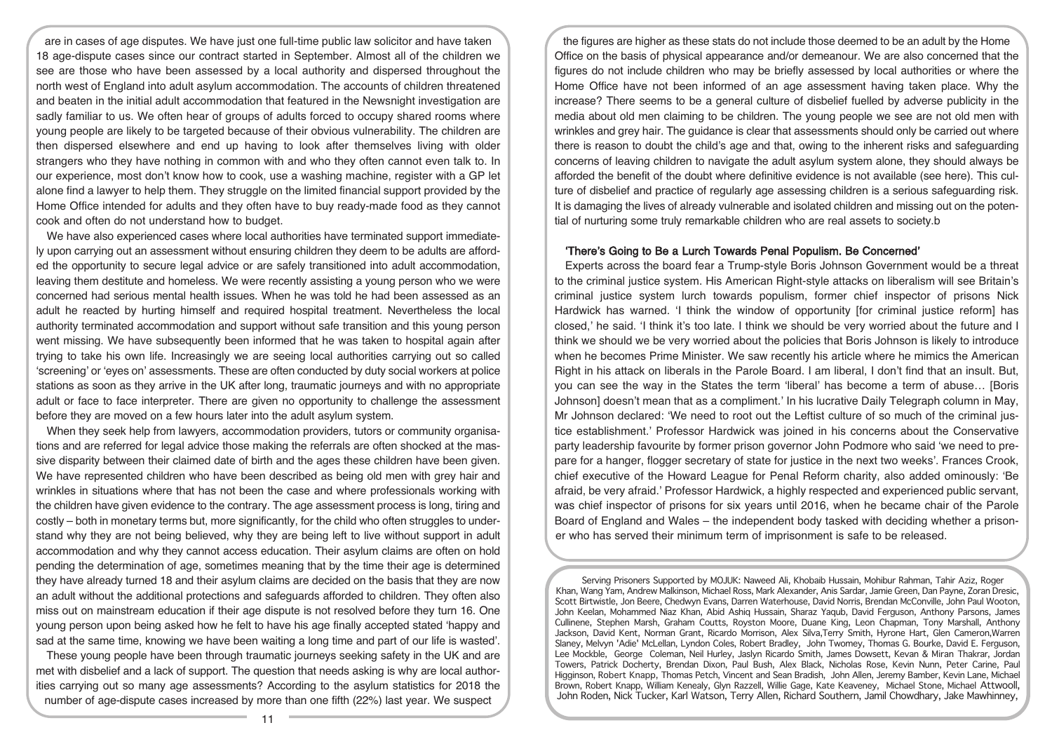are in cases of age disputes. We have just one full-time public law solicitor and have taken 18 age-dispute cases since our contract started in September. Almost all of the children we see are those who have been assessed by a local authority and dispersed throughout the north west of England into adult asylum accommodation. The accounts of children threatened and beaten in the initial adult accommodation that featured in the Newsnight investigation are sadly familiar to us. We often hear of groups of adults forced to occupy shared rooms where young people are likely to be targeted because of their obvious vulnerability. The children are then dispersed elsewhere and end up having to look after themselves living with older strangers who they have nothing in common with and who they often cannot even talk to. In our experience, most don't know how to cook, use a washing machine, register with a GP let alone find a lawyer to help them. They struggle on the limited financial support provided by the Home Office intended for adults and they often have to buy ready-made food as they cannot cook and often do not understand how to budget.

We have also experienced cases where local authorities have terminated support immediately upon carrying out an assessment without ensuring children they deem to be adults are afforded the opportunity to secure legal advice or are safely transitioned into adult accommodation, leaving them destitute and homeless. We were recently assisting a young person who we were concerned had serious mental health issues. When he was told he had been assessed as an adult he reacted by hurting himself and required hospital treatment. Nevertheless the local authority terminated accommodation and support without safe transition and this young person went missing. We have subsequently been informed that he was taken to hospital again after trying to take his own life. Increasingly we are seeing local authorities carrying out so called 'screening' or 'eyes on' assessments. These are often conducted by duty social workers at police stations as soon as they arrive in the UK after long, traumatic journeys and with no appropriate adult or face to face interpreter. There are given no opportunity to challenge the assessment before they are moved on a few hours later into the adult asylum system.

When they seek help from lawyers, accommodation providers, tutors or community organisations and are referred for legal advice those making the referrals are often shocked at the massive disparity between their claimed date of birth and the ages these children have been given. We have represented children who have been described as being old men with grey hair and wrinkles in situations where that has not been the case and where professionals working with the children have given evidence to the contrary. The age assessment process is long, tiring and costly – both in monetary terms but, more significantly, for the child who often struggles to understand why they are not being believed, why they are being left to live without support in adult accommodation and why they cannot access education. Their asylum claims are often on hold pending the determination of age, sometimes meaning that by the time their age is determined they have already turned 18 and their asylum claims are decided on the basis that they are now an adult without the additional protections and safeguards afforded to children. They often also miss out on mainstream education if their age dispute is not resolved before they turn 16. One young person upon being asked how he felt to have his age finally accepted stated 'happy and sad at the same time, knowing we have been waiting a long time and part of our life is wasted'.

These young people have been through traumatic journeys seeking safety in the UK and are met with disbelief and a lack of support. The question that needs asking is why are local authorities carrying out so many age assessments? According to the asylum statistics for 2018 the number of age-dispute cases increased by more than one fifth (22%) last year. We suspect the figures are higher as these stats do not include those deemed to be an adult by the Home Office on the basis of physical appearance and/or demeanour. We are also concerned that the figures do not include children who may be briefly assessed by local authorities or where the Home Office have not been informed of an age assessment having taken place. Why the increase? There seems to be a general culture of disbelief fuelled by adverse publicity in the media about old men claiming to be children. The young people we see are not old men with wrinkles and grey hair. The guidance is clear that assessments should only be carried out where there is reason to doubt the child's age and that, owing to the inherent risks and safeguarding concerns of leaving children to navigate the adult asylum system alone, they should always be afforded the benefit of the doubt where definitive evidence is not available (see here). This culture of disbelief and practice of regularly age assessing children is a serious safeguarding risk. It is damaging the lives of already vulnerable and isolated children and missing out on the potential of nurturing some truly remarkable children who are real assets to society.b

### 'There's Going to Be a Lurch Towards Penal Populism. Be Concerned'

Experts across the board fear a Trump-style Boris Johnson Government would be a threat to the criminal justice system. His American Right-style attacks on liberalism will see Britain's criminal justice system lurch towards populism, former chief inspector of prisons Nick Hardwick has warned. 'I think the window of opportunity [for criminal justice reform] has closed,' he said. 'I think it's too late. I think we should be very worried about the future and I think we should be be very worried about the policies that Boris Johnson is likely to introduce when he becomes Prime Minister. We saw recently his article where he mimics the American Right in his attack on liberals in the Parole Board. I am liberal, I don't find that an insult. But, you can see the way in the States the term 'liberal' has become a term of abuse… [Boris Johnson] doesn't mean that as a compliment.' In his lucrative Daily Telegraph column in May, Mr Johnson declared: 'We need to root out the Leftist culture of so much of the criminal justice establishment.' Professor Hardwick was joined in his concerns about the Conservative party leadership favourite by former prison governor John Podmore who said 'we need to prepare for a hanger, flogger secretary of state for justice in the next two weeks'. Frances Crook, chief executive of the Howard League for Penal Reform charity, also added ominously: 'Be afraid, be very afraid.' Professor Hardwick, a highly respected and experienced public servant, was chief inspector of prisons for six years until 2016, when he became chair of the Parole Board of England and Wales – the independent body tasked with deciding whether a prisoner who has served their minimum term of imprisonment is safe to be released.

Serving Prisoners Supported by MOJUK: Naweed Ali, Khobaib Hussain, Mohibur Rahman, Tahir Aziz, Roger Khan, Wang Yam, Andrew Malkinson, Michael Ross, Mark Alexander, Anis Sardar, Jamie Green, Dan Payne, Zoran Dresic, Scott Birtwistle, Jon Beere, Chedwyn Evans, Darren Waterhouse, David Norris, Brendan McConville, John Paul Wooton, John Keelan, Mohammed Niaz Khan, Abid Ashiq Hussain, Sharaz Yaqub, David Ferguson, Anthony Parsons, James Cullinene, Stephen Marsh, Graham Coutts, Royston Moore, Duane King, Leon Chapman, Tony Marshall, Anthony Jackson, David Kent, Norman Grant, Ricardo Morrison, Alex Silva,Terry Smith, Hyrone Hart, Glen Cameron,Warren Slaney, Melvyn 'Adie' McLellan, Lyndon Coles, Robert Bradley, John Twomey, Thomas G. Bourke, David E. Ferguson, Lee Mockble, George Coleman, Neil Hurley, Jaslyn Ricardo Smith, James Dowsett, Kevan & Miran Thakrar, Jordan Towers, Patrick Docherty, Brendan Dixon, Paul Bush, Alex Black, Nicholas Rose, Kevin Nunn, Peter Carine, Paul Higginson, Robert Knapp, Thomas Petch, Vincent and Sean Bradish, John Allen, Jeremy Bamber, Kevin Lane, Michael Brown, Robert Knapp, William Kenealy, Glyn Razzell, Willie Gage, Kate Keaveney, Michael Stone, Michael Attwooll, John Roden, Nick Tucker, Karl Watson, Terry Allen, Richard Southern, Jamil Chowdhary, Jake Mawhinney,